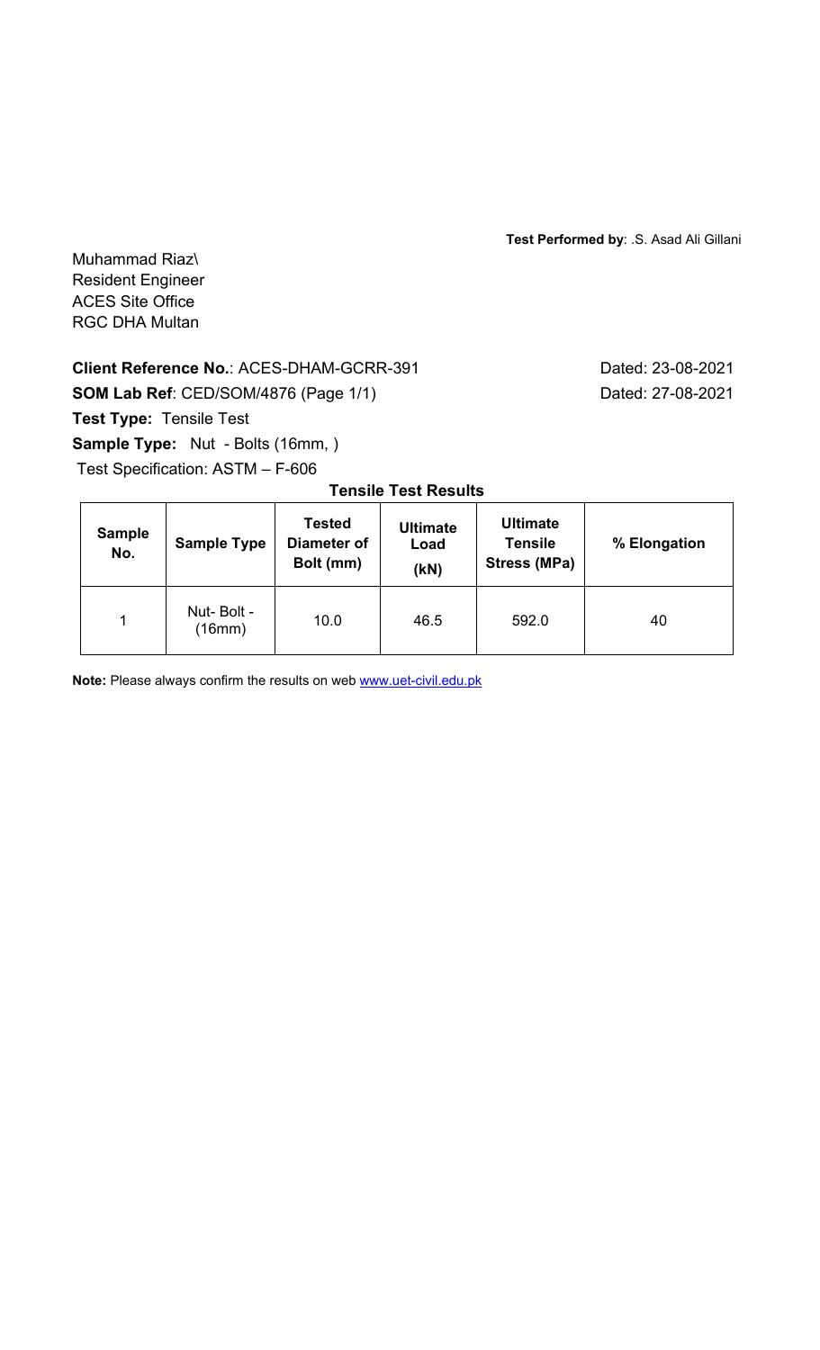**Test Performed by**: .S. Asad Ali Gillani

Muhammad Riaz\
Resident Engineer
ACES Site Office
RGC DHA Multan

**Client Reference No.**: ACES-DHAM-GCRR-391 Dated: 23-08-2021

**SOM Lab Ref**: CED/SOM/4876 (Page 1/1) Dated: 27-08-2021

**Test Type:** Tensile Test

**Sample Type:** Nut - Bolts (16mm, )

Test Specification: ASTM – F-606

**Tensile Test Results**

| Sample No. | Sample Type | Tested Diameter of Bolt (mm) | Ultimate Load (kN) | Ultimate Tensile Stress (MPa) | % Elongation |
|---|---|---|---|---|---|
| 1 | Nut- Bolt - (16mm) | 10.0 | 46.5 | 592.0 | 40 |

**Note:** Please always confirm the results on web www.uet-civil.edu.pk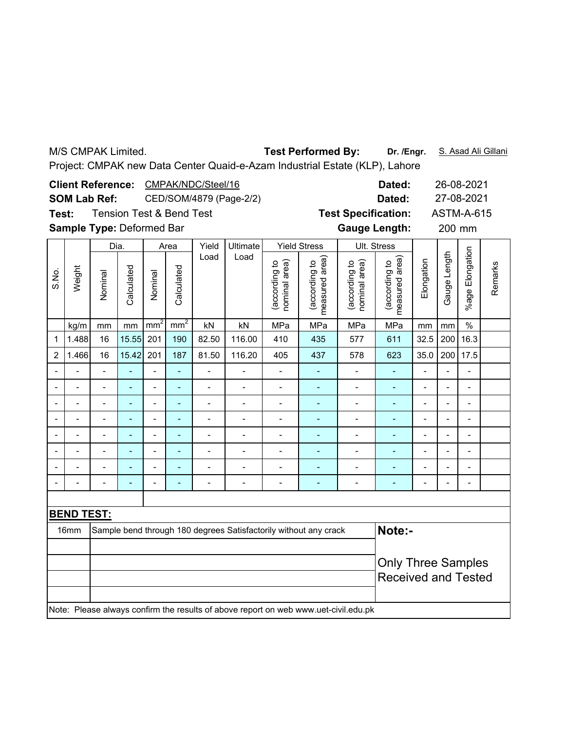M/S CMPAK Limited. **Test Performed By:** **Dr. /Engr.** S. Asad Ali Gillani

Project: CMPAK new Data Center Quaid-e-Azam Industrial Estate (KLP), Lahore

**Client Reference:** CMPAK/NDC/Steel/16 **Dated:** 26-08-2021

**SOM Lab Ref:** CED/SOM/4879 (Page-2/2) **Dated:** 27-08-2021

**Test:** Tension Test & Bend Test **Test Specification:** ASTM-A-615

**Sample Type:** Deformed Bar **Gauge Length:** 200 mm

| S.No. | Weight | Dia. | | Area | | Yield Load | Ultimate Load | Yield Stress | | Ult. Stress | | Elongation | Gauge Length | %age Elongation | Remarks |
|---|---|---|---|---|---|---|---|---|---|---|---|---|---|---|---|
| | | Nominal | Calculated | Nominal | Calculated | | | (according to nominal area) | (according to measured area) | (according to nominal area) | (according to measured area) | | | | |
| | kg/m | mm | mm | $mm^2$ | $mm^2$ | kN | kN | MPa | MPa | MPa | MPa | mm | mm | % | |
| 1 | 1.488 | 16 | 15.55 | 201 | 190 | 82.50 | 116.00 | 410 | 435 | 577 | 611 | 32.5 | 200 | 16.3 | |
| 2 | 1.466 | 16 | 15.42 | 201 | 187 | 81.50 | 116.20 | 405 | 437 | 578 | 623 | 35.0 | 200 | 17.5 | |
| - | - | - | - | - | - | - | - | - | - | - | - | - | - | - | |
| - | - | - | - | - | - | - | - | - | - | - | - | - | - | - | |
| - | - | - | - | - | - | - | - | - | - | - | - | - | - | - | |
| - | - | - | - | - | - | - | - | - | - | - | - | - | - | - | |
| - | - | - | - | - | - | - | - | - | - | - | - | - | - | - | |
| - | - | - | - | - | - | - | - | - | - | - | - | - | - | - | |
| - | - | - | - | - | - | - | - | - | - | - | - | - | - | - | |
| - | - | - | - | - | - | - | - | - | - | - | - | - | - | - | |

**BEND TEST:**

| Size | Result |
|---|---|
| 16mm | Sample bend through 180 degrees Satisfactorily without any crack |

**Note:-**

Only Three Samples Received and Tested

Note: Please always confirm the results of above report on web www.uet-civil.edu.pk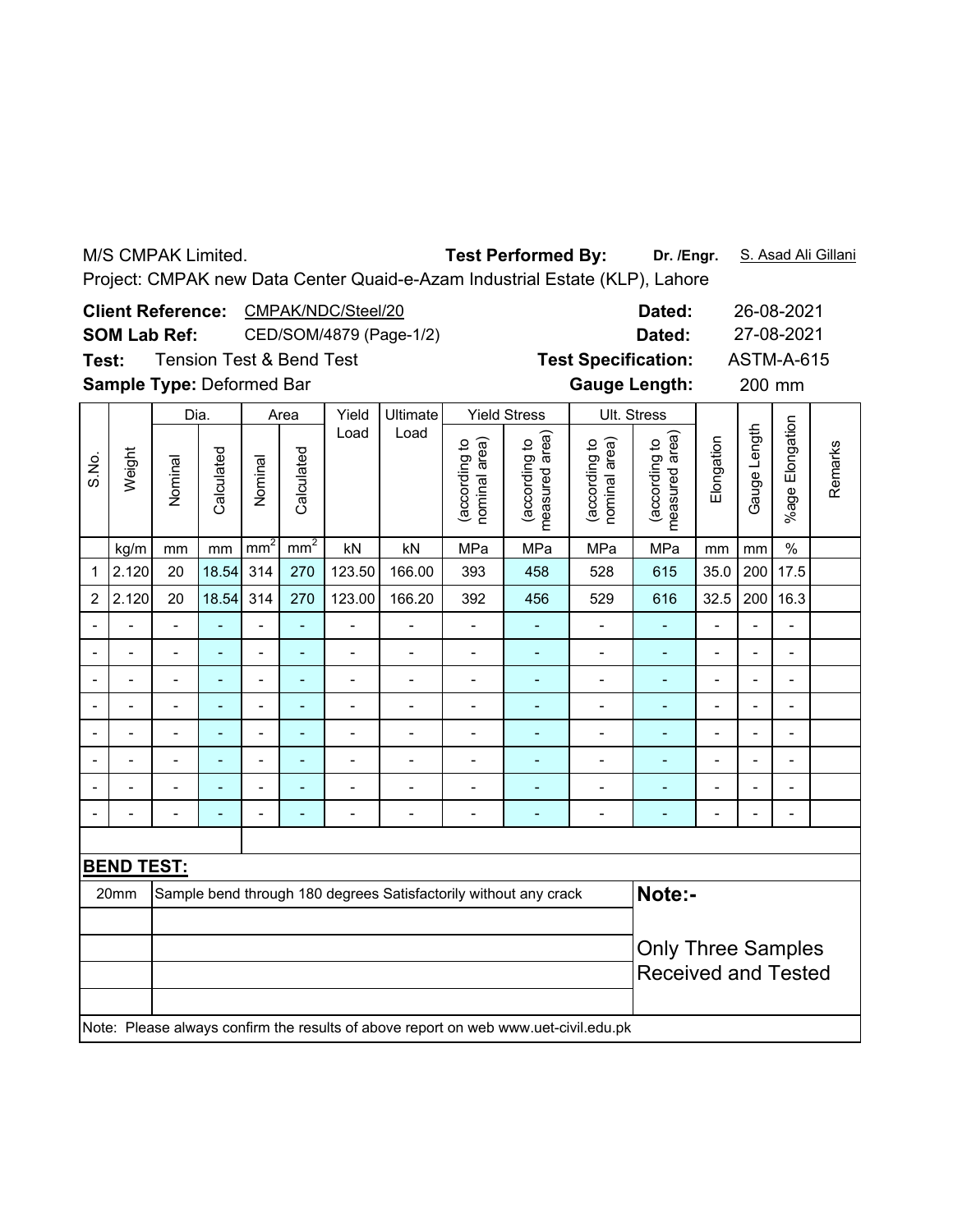M/S CMPAK Limited. **Test Performed By:** **Dr. /Engr.** S. Asad Ali Gillani

Project: CMPAK new Data Center Quaid-e-Azam Industrial Estate (KLP), Lahore

**Client Reference:** CMPAK/NDC/Steel/20 **Dated:** 26-08-2021

**SOM Lab Ref:** CED/SOM/4879 (Page-1/2) **Dated:** 27-08-2021

**Test:** Tension Test & Bend Test **Test Specification:** ASTM-A-615

**Sample Type:** Deformed Bar **Gauge Length:** 200 mm

| S.No. | Weight | Dia. | | Area | | Yield Load | Ultimate Load | Yield Stress | | Ult. Stress | | Elongation | Gauge Length | %age Elongation | Remarks |
|---|---|---|---|---|---|---|---|---|---|---|---|---|---|---|---|
| | | Nominal | Calculated | Nominal | Calculated | | | (according to nominal area) | (according to measured area) | (according to nominal area) | (according to measured area) | | | | |
| | kg/m | mm | mm | $mm^2$ | $mm^2$ | kN | kN | MPa | MPa | MPa | MPa | mm | mm | % | |
| 1 | 2.120 | 20 | 18.54 | 314 | 270 | 123.50 | 166.00 | 393 | 458 | 528 | 615 | 35.0 | 200 | 17.5 | |
| 2 | 2.120 | 20 | 18.54 | 314 | 270 | 123.00 | 166.20 | 392 | 456 | 529 | 616 | 32.5 | 200 | 16.3 | |
| - | - | - | - | - | - | - | - | - | - | - | - | - | - | - | |
| - | - | - | - | - | - | - | - | - | - | - | - | - | - | - | |
| - | - | - | - | - | - | - | - | - | - | - | - | - | - | - | |
| - | - | - | - | - | - | - | - | - | - | - | - | - | - | - | |
| - | - | - | - | - | - | - | - | - | - | - | - | - | - | - | |
| - | - | - | - | - | - | - | - | - | - | - | - | - | - | - | |
| - | - | - | - | - | - | - | - | - | - | - | - | - | - | - | |
| - | - | - | - | - | - | - | - | - | - | - | - | - | - | - | |

**BEND TEST:**

| | |
|---|---|
| 20mm | Sample bend through 180 degrees Satisfactorily without any crack |

**Note:-**

Only Three Samples Received and Tested

Note: Please always confirm the results of above report on web www.uet-civil.edu.pk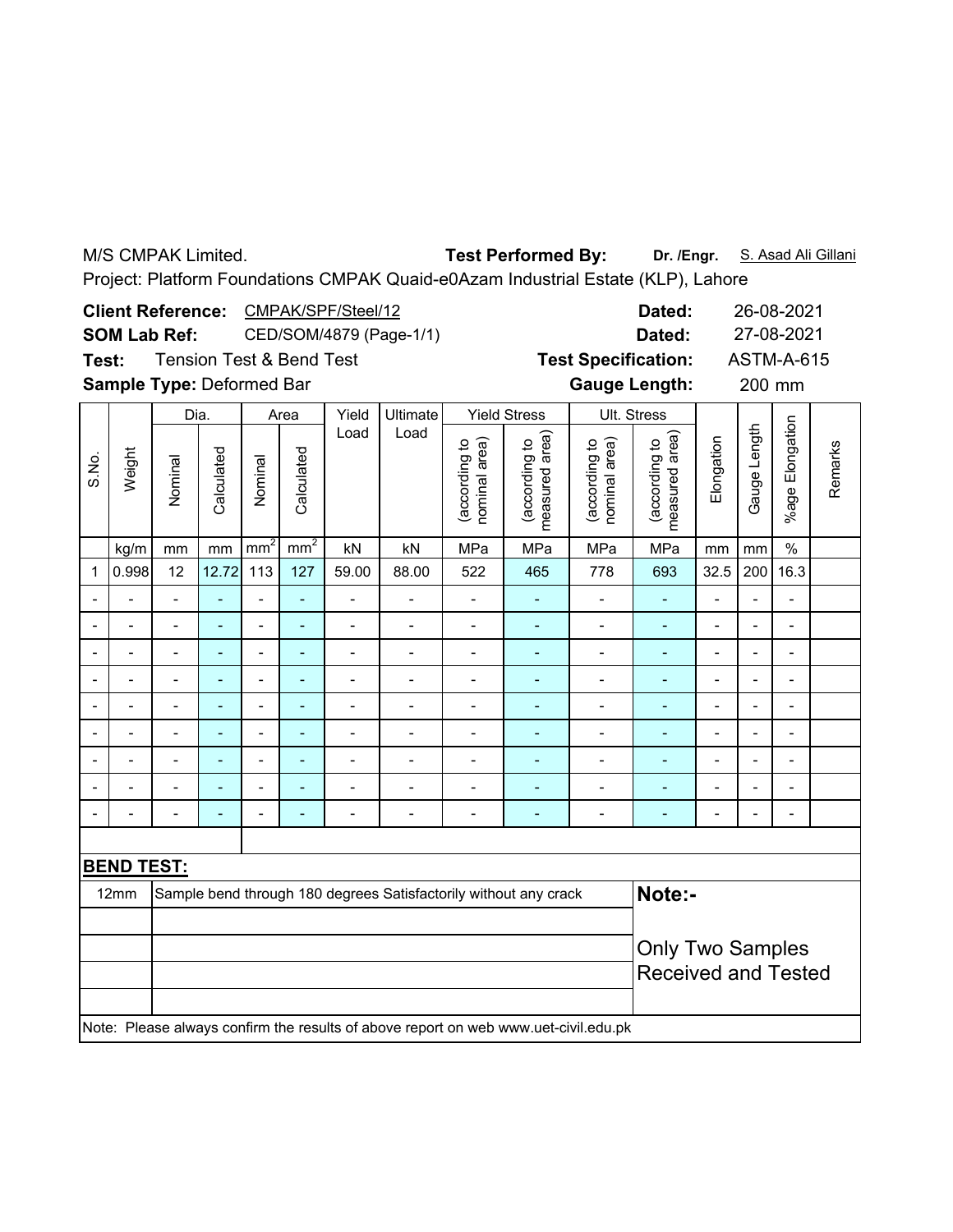M/S CMPAK Limited. **Test Performed By:** **Dr. /Engr.** S. Asad Ali Gillani

Project: Platform Foundations CMPAK Quaid-e0Azam Industrial Estate (KLP), Lahore

**Client Reference:** CMPAK/SPF/Steel/12 **Dated:** 26-08-2021

**SOM Lab Ref:** CED/SOM/4879 (Page-1/1) **Dated:** 27-08-2021

**Test:** Tension Test & Bend Test **Test Specification:** ASTM-A-615

**Sample Type:** Deformed Bar **Gauge Length:** 200 mm

| S.No. | Weight | Dia. | | Area | | Yield Load | Ultimate Load | Yield Stress | | Ult. Stress | | Elongation | Gauge Length | %age Elongation | Remarks |
|---|---|---|---|---|---|---|---|---|---|---|---|---|---|---|---|
| | | Nominal | Calculated | Nominal | Calculated | | | (according to nominal area) | (according to measured area) | (according to nominal area) | (according to measured area) | | | | |
| | kg/m | mm | mm | $mm^2$ | $mm^2$ | kN | kN | MPa | MPa | MPa | MPa | mm | mm | % | |
| 1 | 0.998 | 12 | 12.72 | 113 | 127 | 59.00 | 88.00 | 522 | 465 | 778 | 693 | 32.5 | 200 | 16.3 | |
| - | - | - | - | - | - | - | - | - | - | - | - | - | - | - | |
| - | - | - | - | - | - | - | - | - | - | - | - | - | - | - | |
| - | - | - | - | - | - | - | - | - | - | - | - | - | - | - | |
| - | - | - | - | - | - | - | - | - | - | - | - | - | - | - | |
| - | - | - | - | - | - | - | - | - | - | - | - | - | - | - | |
| - | - | - | - | - | - | - | - | - | - | - | - | - | - | - | |
| - | - | - | - | - | - | - | - | - | - | - | - | - | - | - | |
| - | - | - | - | - | - | - | - | - | - | - | - | - | - | - | |
| - | - | - | - | - | - | - | - | - | - | - | - | - | - | - | |

**BEND TEST:**

| | | |
|---|---|---|
| 12mm | Sample bend through 180 degrees Satisfactorily without any crack | **Note:-** Only Two Samples Received and Tested |

Note: Please always confirm the results of above report on web www.uet-civil.edu.pk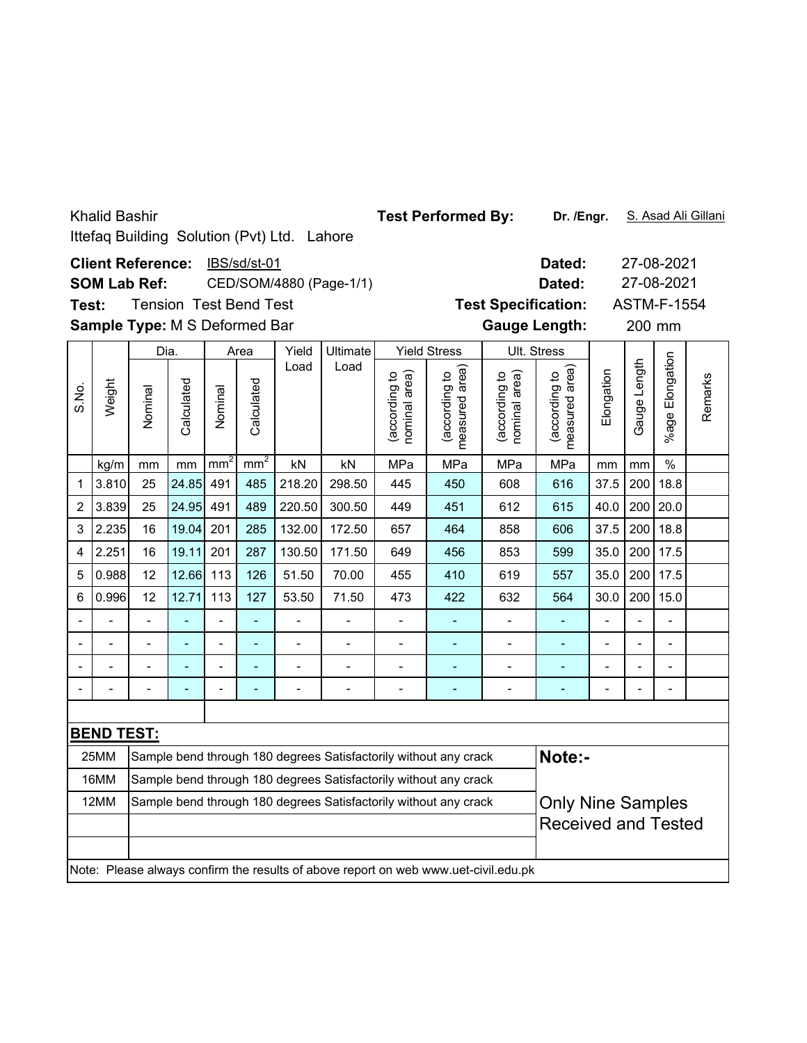Khalid Bashir

Ittefaq Building Solution (Pvt) Ltd. Lahore

**Test Performed By:** **Dr. /Engr.** S. Asad Ali Gillani

**Client Reference:** IBS/sd/st-01 **Dated:** 27-08-2021

**SOM Lab Ref:** CED/SOM/4880 (Page-1/1) **Dated:** 27-08-2021

**Test:** Tension Test Bend Test **Test Specification:** ASTM-F-1554

**Sample Type:** M S Deformed Bar **Gauge Length:** 200 mm

| S.No. | Weight | Dia. | | Area | | Yield Load | Ultimate Load | Yield Stress | | Ult. Stress | | Elongation | Gauge Length | %age Elongation | Remarks |
|---|---|---|---|---|---|---|---|---|---|---|---|---|---|---|---|
| | | Nominal | Calculated | Nominal | Calculated | | | (according to nominal area) | (according to measured area) | (according to nominal area) | (according to measured area) | | | | |
| | kg/m | mm | mm | $mm^2$ | $mm^2$ | kN | kN | MPa | MPa | MPa | MPa | mm | mm | % | |
| 1 | 3.810 | 25 | 24.85 | 491 | 485 | 218.20 | 298.50 | 445 | 450 | 608 | 616 | 37.5 | 200 | 18.8 | |
| 2 | 3.839 | 25 | 24.95 | 491 | 489 | 220.50 | 300.50 | 449 | 451 | 612 | 615 | 40.0 | 200 | 20.0 | |
| 3 | 2.235 | 16 | 19.04 | 201 | 285 | 132.00 | 172.50 | 657 | 464 | 858 | 606 | 37.5 | 200 | 18.8 | |
| 4 | 2.251 | 16 | 19.11 | 201 | 287 | 130.50 | 171.50 | 649 | 456 | 853 | 599 | 35.0 | 200 | 17.5 | |
| 5 | 0.988 | 12 | 12.66 | 113 | 126 | 51.50 | 70.00 | 455 | 410 | 619 | 557 | 35.0 | 200 | 17.5 | |
| 6 | 0.996 | 12 | 12.71 | 113 | 127 | 53.50 | 71.50 | 473 | 422 | 632 | 564 | 30.0 | 200 | 15.0 | |
| - | - | - | - | - | - | - | - | - | - | - | - | - | - | - | |
| - | - | - | - | - | - | - | - | - | - | - | - | - | - | - | |
| - | - | - | - | - | - | - | - | - | - | - | - | - | - | - | |
| - | - | - | - | - | - | - | - | - | - | - | - | - | - | - | |

**BEND TEST:**

| Size | Result |
|---|---|
| 25MM | Sample bend through 180 degrees Satisfactorily without any crack |
| 16MM | Sample bend through 180 degrees Satisfactorily without any crack |
| 12MM | Sample bend through 180 degrees Satisfactorily without any crack |

**Note:-**

Only Nine Samples Received and Tested

Note: Please always confirm the results of above report on web www.uet-civil.edu.pk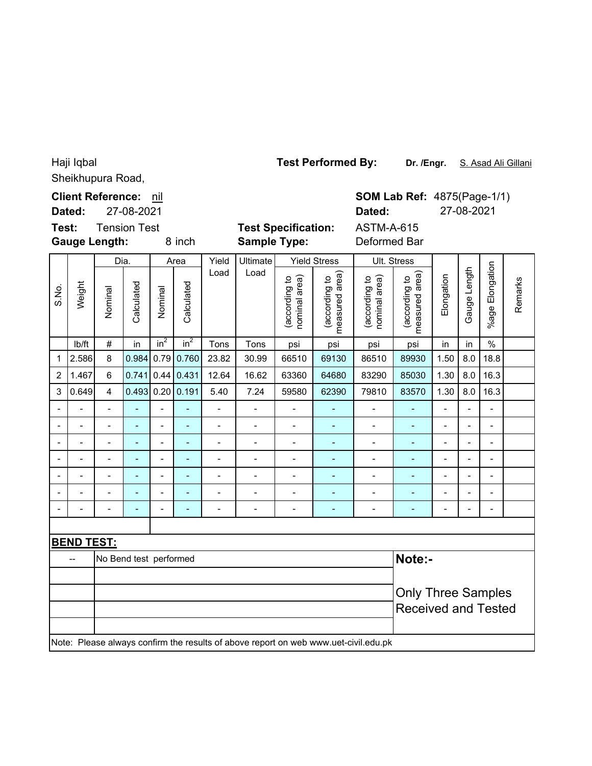Haji Iqbal
Sheikhupura Road,

**Test Performed By:** **Dr. /Engr.** S. Asad Ali Gillani

**Client Reference:** nil
**Dated:** 27-08-2021

**SOM Lab Ref:** 4875(Page-1/1)
**Dated:** 27-08-2021

**Test:** Tension Test
**Gauge Length:** 8 inch

**Test Specification:** ASTM-A-615
**Sample Type:** Deformed Bar

| S.No. | Weight | Dia. | | Area | | Yield Load | Ultimate Load | Yield Stress | | Ult. Stress | | Elongation | Gauge Length | %age Elongation | Remarks |
|---|---|---|---|---|---|---|---|---|---|---|---|---|---|---|---|
| | | Nominal | Calculated | Nominal | Calculated | | | (according to nominal area) | (according to measured area) | (according to nominal area) | (according to measured area) | | | | |
| | lb/ft | # | in | $in^2$ | $in^2$ | Tons | Tons | psi | psi | psi | psi | in | in | % | |
| 1 | 2.586 | 8 | 0.984 | 0.79 | 0.760 | 23.82 | 30.99 | 66510 | 69130 | 86510 | 89930 | 1.50 | 8.0 | 18.8 | |
| 2 | 1.467 | 6 | 0.741 | 0.44 | 0.431 | 12.64 | 16.62 | 63360 | 64680 | 83290 | 85030 | 1.30 | 8.0 | 16.3 | |
| 3 | 0.649 | 4 | 0.493 | 0.20 | 0.191 | 5.40 | 7.24 | 59580 | 62390 | 79810 | 83570 | 1.30 | 8.0 | 16.3 | |
| - | - | - | - | - | - | - | - | - | - | - | - | - | - | - | |
| - | - | - | - | - | - | - | - | - | - | - | - | - | - | - | |
| - | - | - | - | - | - | - | - | - | - | - | - | - | - | - | |
| - | - | - | - | - | - | - | - | - | - | - | - | - | - | - | |
| - | - | - | - | - | - | - | - | - | - | - | - | - | - | - | |
| - | - | - | - | - | - | - | - | - | - | - | - | - | - | - | |
| - | - | - | - | - | - | - | - | - | - | - | - | - | - | - | |

**BEND TEST:**

| | |
|---|---|
| -- | No Bend test performed |

**Note:-**

Only Three Samples Received and Tested

Note: Please always confirm the results of above report on web www.uet-civil.edu.pk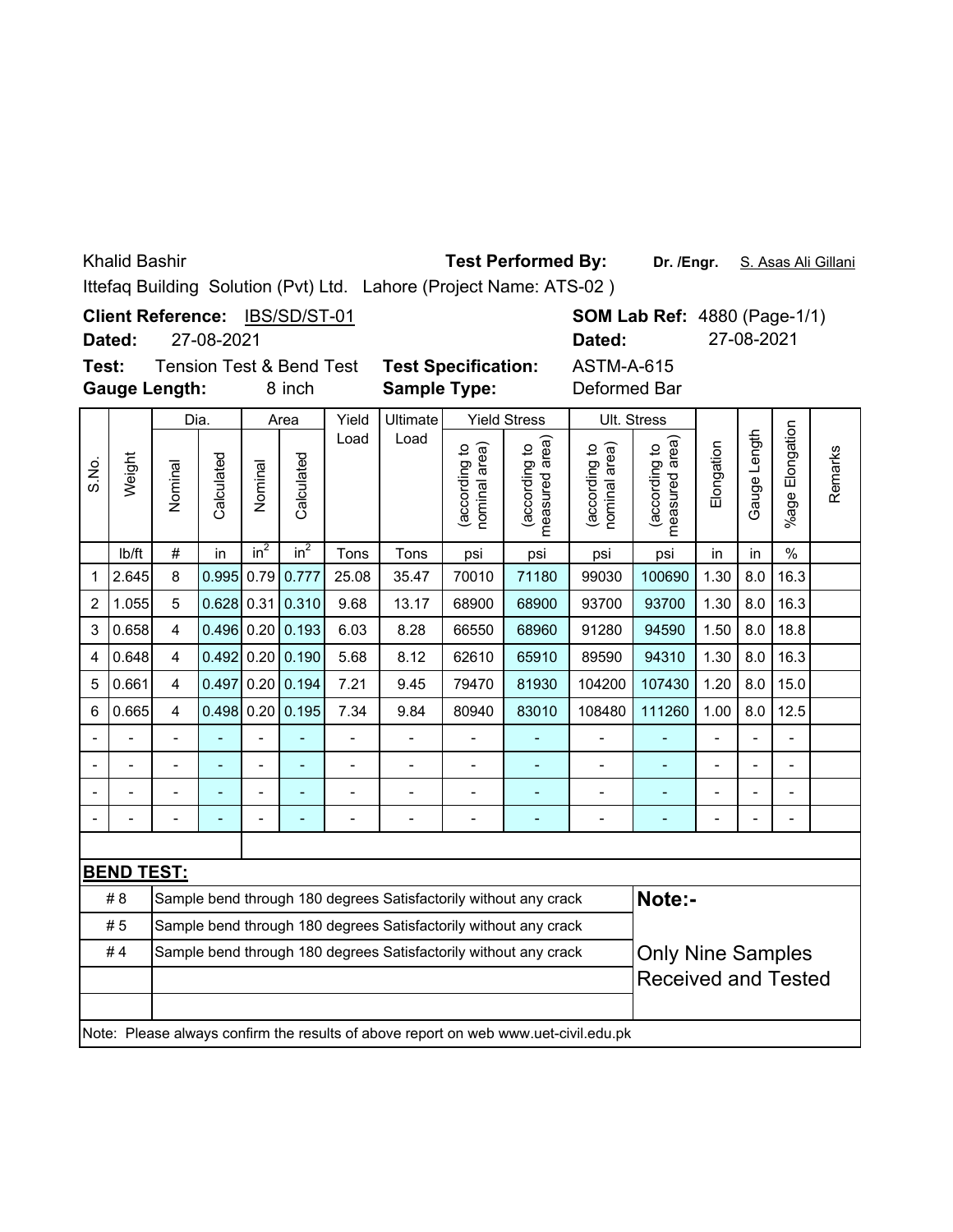Khalid Bashir **Test Performed By:** **Dr. /Engr.** S. Asas Ali Gillani

Ittefaq Building Solution (Pvt) Ltd. Lahore (Project Name: ATS-02 )

**Client Reference:** IBS/SD/ST-01 **SOM Lab Ref:** 4880 (Page-1/1)

**Dated:** 27-08-2021 **Dated:** 27-08-2021

**Test:** Tension Test & Bend Test **Test Specification:** ASTM-A-615

**Gauge Length:** 8 inch **Sample Type:** Deformed Bar

| S.No. | Weight | Dia. | | Area | | Yield Load | Ultimate Load | Yield Stress | | Ult. Stress | | Elongation | Gauge Length | %age Elongation | Remarks |
|---|---|---|---|---|---|---|---|---|---|---|---|---|---|---|---|
| | | Nominal | Calculated | Nominal | Calculated | | | (according to nominal area) | (according to measured area) | (according to nominal area) | (according to measured area) | | | | |
| | lb/ft | # | in | $in^2$ | $in^2$ | Tons | Tons | psi | psi | psi | psi | in | in | % | |
| 1 | 2.645 | 8 | 0.995 | 0.79 | 0.777 | 25.08 | 35.47 | 70010 | 71180 | 99030 | 100690 | 1.30 | 8.0 | 16.3 | |
| 2 | 1.055 | 5 | 0.628 | 0.31 | 0.310 | 9.68 | 13.17 | 68900 | 68900 | 93700 | 93700 | 1.30 | 8.0 | 16.3 | |
| 3 | 0.658 | 4 | 0.496 | 0.20 | 0.193 | 6.03 | 8.28 | 66550 | 68960 | 91280 | 94590 | 1.50 | 8.0 | 18.8 | |
| 4 | 0.648 | 4 | 0.492 | 0.20 | 0.190 | 5.68 | 8.12 | 62610 | 65910 | 89590 | 94310 | 1.30 | 8.0 | 16.3 | |
| 5 | 0.661 | 4 | 0.497 | 0.20 | 0.194 | 7.21 | 9.45 | 79470 | 81930 | 104200 | 107430 | 1.20 | 8.0 | 15.0 | |
| 6 | 0.665 | 4 | 0.498 | 0.20 | 0.195 | 7.34 | 9.84 | 80940 | 83010 | 108480 | 111260 | 1.00 | 8.0 | 12.5 | |
| - | - | - | - | - | - | - | - | - | - | - | - | - | - | - | |
| - | - | - | - | - | - | - | - | - | - | - | - | - | - | - | |
| - | - | - | - | - | - | - | - | - | - | - | - | - | - | - | |
| - | - | - | - | - | - | - | - | - | - | - | - | - | - | - | |

**BEND TEST:**

| | | |
|---|---|---|
| # 8 | Sample bend through 180 degrees Satisfactorily without any crack | **Note:-** |
| # 5 | Sample bend through 180 degrees Satisfactorily without any crack | |
| # 4 | Sample bend through 180 degrees Satisfactorily without any crack | Only Nine Samples Received and Tested |

Note: Please always confirm the results of above report on web www.uet-civil.edu.pk